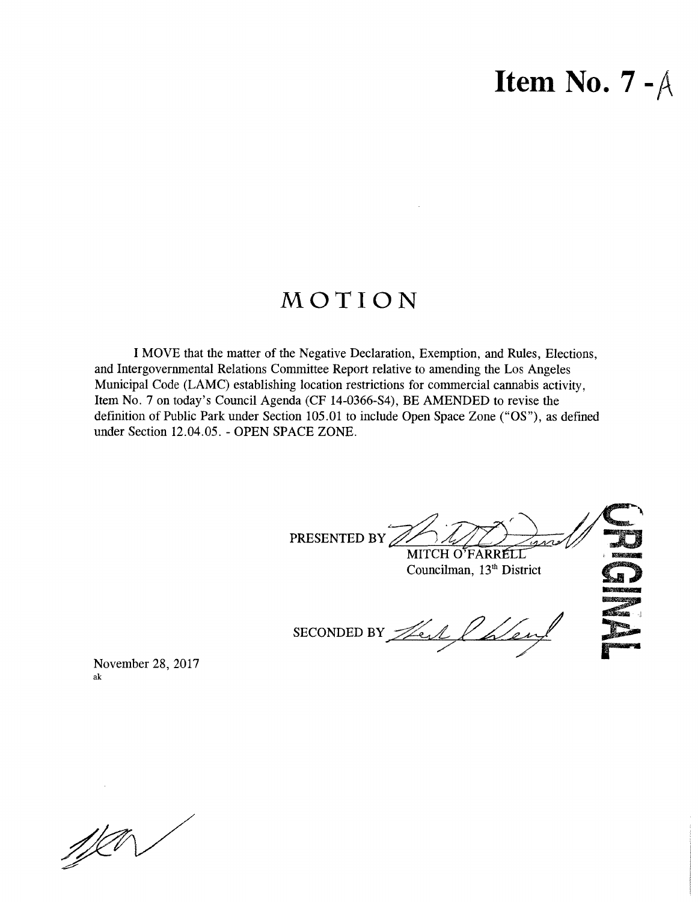# Item No. 7 - A

## MOTION

I MOVE that the matter of the Negative Declaration, Exemption, and Rules, Elections, and Intergovernmental Relations Committee Report relative to amending the Los Angeles Municipal Code (LAMC) establishing location restrictions for commercial cannabis activity, Item No. 7 on today's Council Agenda (CF 14-0366-S4), BE AMENDED to revise the definition of Public Park under Section 105.01 to include Open Space Zone ("OS"), as defined under Section 12.04.05. - OPEN SPACE ZONE.

PRESENTED BY ______________________
MITCH O'FARRELL
Councilman, 13th District

SECONDED BY ______________________

ORIGINAL

November 28, 2017
ak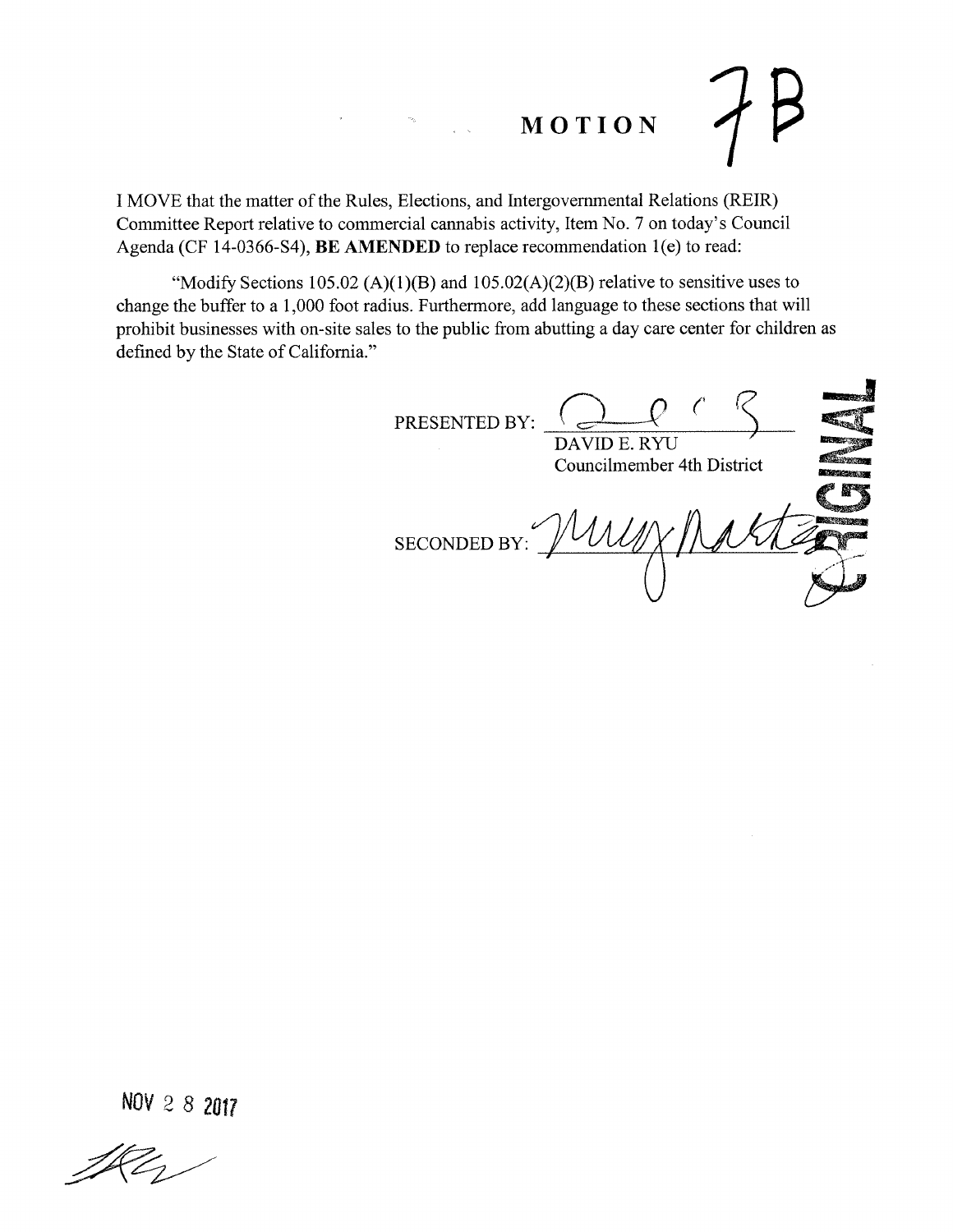# MOTION 7B

I MOVE that the matter of the Rules, Elections, and Intergovernmental Relations (REIR) Committee Report relative to commercial cannabis activity, Item No. 7 on today's Council Agenda (CF 14-0366-S4), **BE AMENDED** to replace recommendation 1(e) to read:

"Modify Sections 105.02 (A)(1)(B) and 105.02(A)(2)(B) relative to sensitive uses to change the buffer to a 1,000 foot radius. Furthermore, add language to these sections that will prohibit businesses with on-site sales to the public from abutting a day care center for children as defined by the State of California."

PRESENTED BY: ____________________
DAVID E. RYU
Councilmember 4th District

SECONDED BY: ____________________

ORIGINAL

NOV 2 8 2017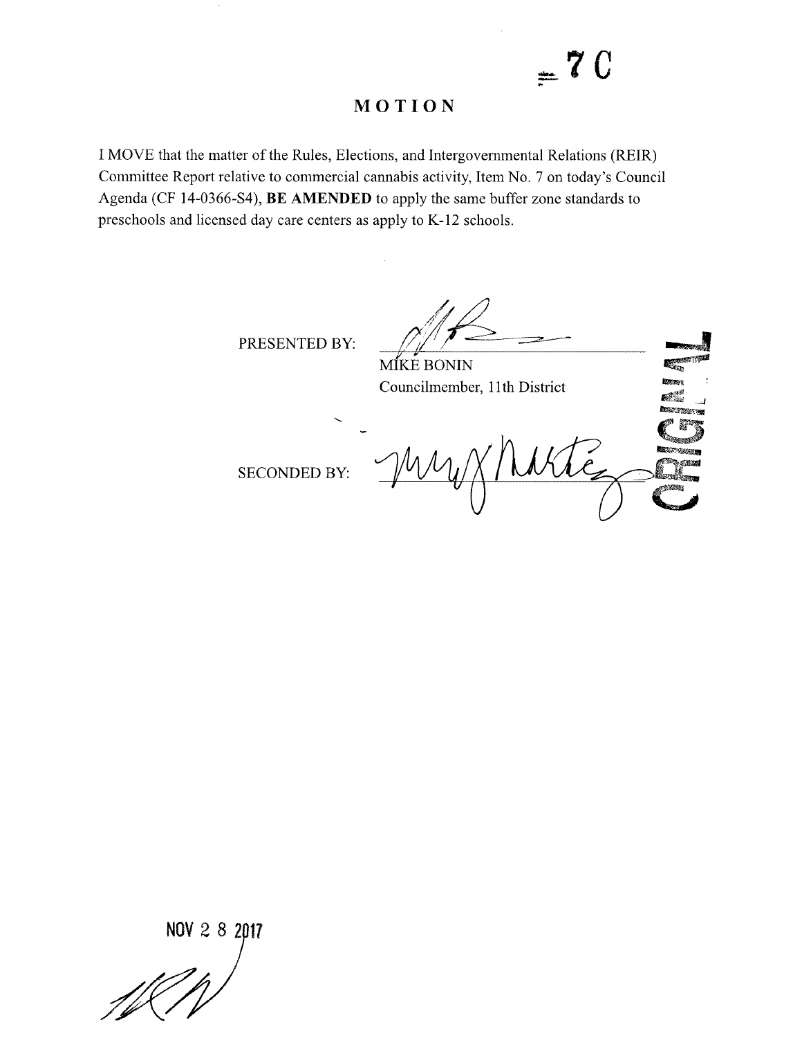# 7 C

## MOTION

I MOVE that the matter of the Rules, Elections, and Intergovernmental Relations (REIR) Committee Report relative to commercial cannabis activity, Item No. 7 on today's Council Agenda (CF 14-0366-S4), **BE AMENDED** to apply the same buffer zone standards to preschools and licensed day care centers as apply to K-12 schools.

PRESENTED BY: ______________________
MIKE BONIN
Councilmember, 11th District

SECONDED BY: ______________________

ORIGINAL

NOV 2 8 2017